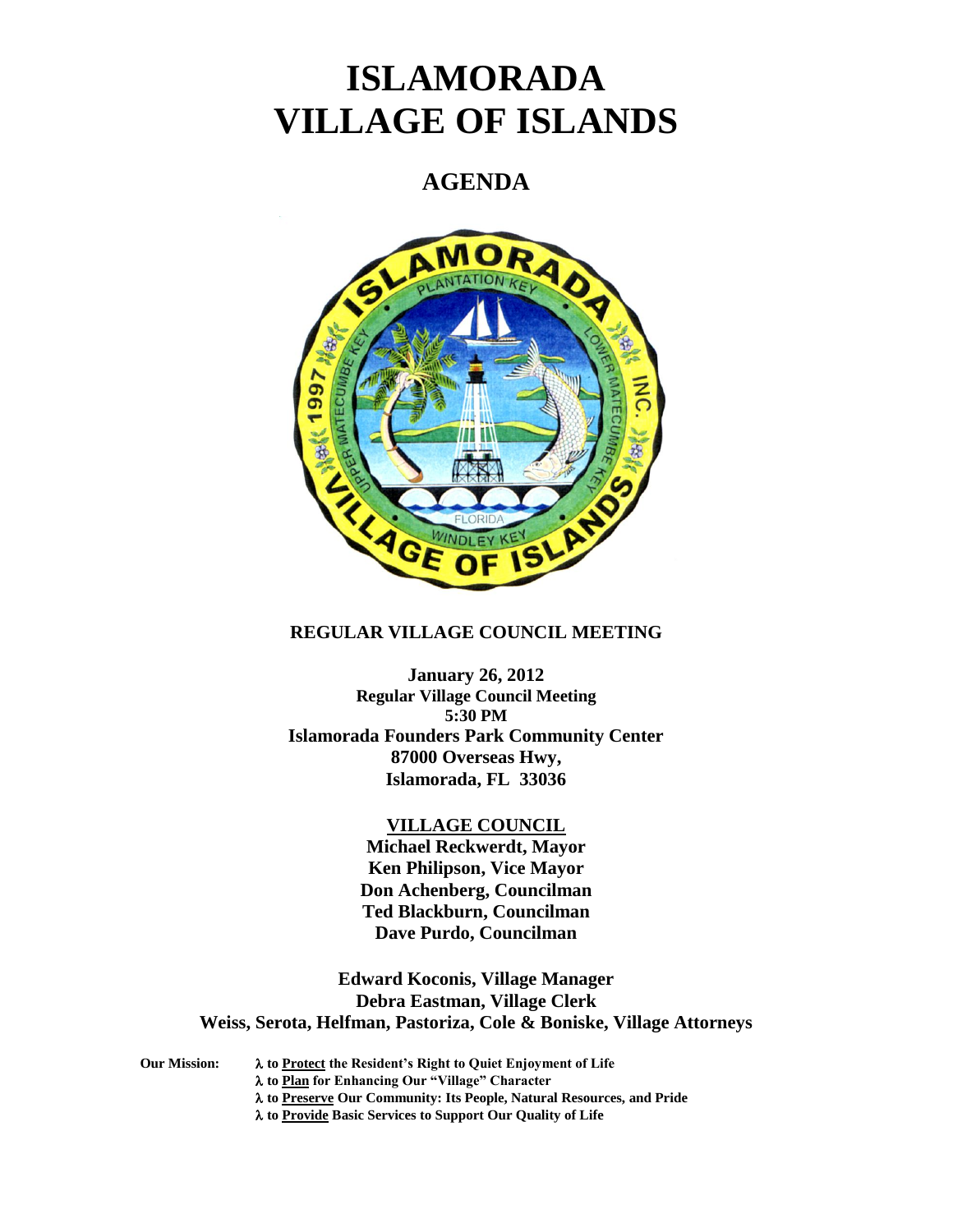# ISLAMORADA VILLAGE OF ISLANDS

## AGENDA

**REGULAR VILLAGE COUNCIL MEETING**

**January 26, 2012**
**Regular Village Council Meeting**
**5:30 PM**
**Islamorada Founders Park Community Center**
**87000 Overseas Hwy,**
**Islamorada, FL 33036**

**VILLAGE COUNCIL**
**Michael Reckwerdt, Mayor**
**Ken Philipson, Vice Mayor**
**Don Achenberg, Councilman**
**Ted Blackburn, Councilman**
**Dave Purdo, Councilman**

**Edward Koconis, Village Manager**
**Debra Eastman, Village Clerk**
**Weiss, Serota, Helfman, Pastoriza, Cole & Boniske, Village Attorneys**

**Our Mission:**
- λ **to Protect the Resident's Right to Quiet Enjoyment of Life**
- λ **to Plan for Enhancing Our "Village" Character**
- λ **to Preserve Our Community: Its People, Natural Resources, and Pride**
- λ **to Provide Basic Services to Support Our Quality of Life**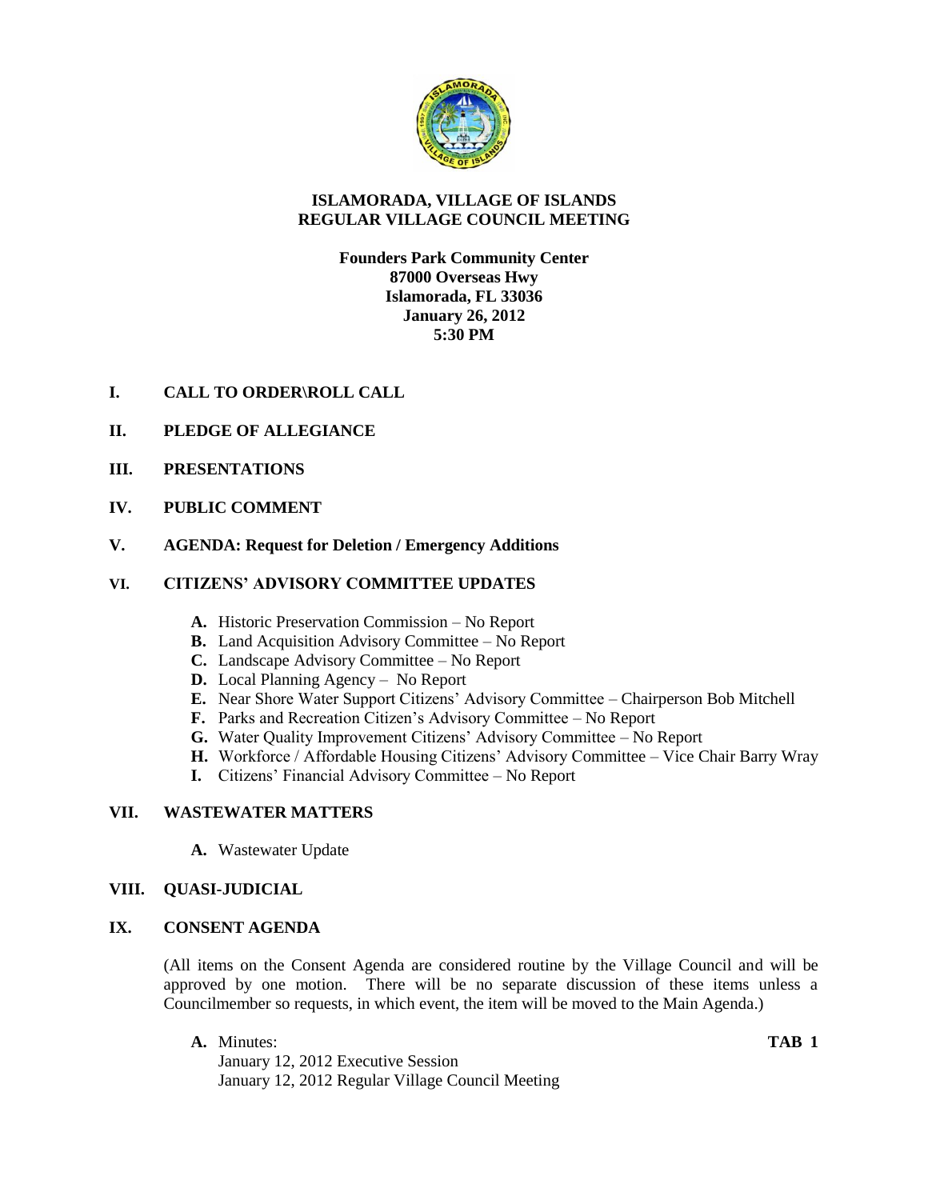# ISLAMORADA, VILLAGE OF ISLANDS
## REGULAR VILLAGE COUNCIL MEETING

**Founders Park Community Center**
**87000 Overseas Hwy**
**Islamorada, FL 33036**
**January 26, 2012**
**5:30 PM**

**I. CALL TO ORDER\ROLL CALL**

**II. PLEDGE OF ALLEGIANCE**

**III. PRESENTATIONS**

**IV. PUBLIC COMMENT**

**V. AGENDA: Request for Deletion / Emergency Additions**

**VI. CITIZENS' ADVISORY COMMITTEE UPDATES**

- **A.** Historic Preservation Commission – No Report
- **B.** Land Acquisition Advisory Committee – No Report
- **C.** Landscape Advisory Committee – No Report
- **D.** Local Planning Agency – No Report
- **E.** Near Shore Water Support Citizens' Advisory Committee – Chairperson Bob Mitchell
- **F.** Parks and Recreation Citizen's Advisory Committee – No Report
- **G.** Water Quality Improvement Citizens' Advisory Committee – No Report
- **H.** Workforce / Affordable Housing Citizens' Advisory Committee – Vice Chair Barry Wray
- **I.** Citizens' Financial Advisory Committee – No Report

**VII. WASTEWATER MATTERS**

- **A.** Wastewater Update

**VIII. QUASI-JUDICIAL**

**IX. CONSENT AGENDA**

(All items on the Consent Agenda are considered routine by the Village Council and will be approved by one motion. There will be no separate discussion of these items unless a Councilmember so requests, in which event, the item will be moved to the Main Agenda.)

- **A.** Minutes: **TAB 1**
  January 12, 2012 Executive Session
  January 12, 2012 Regular Village Council Meeting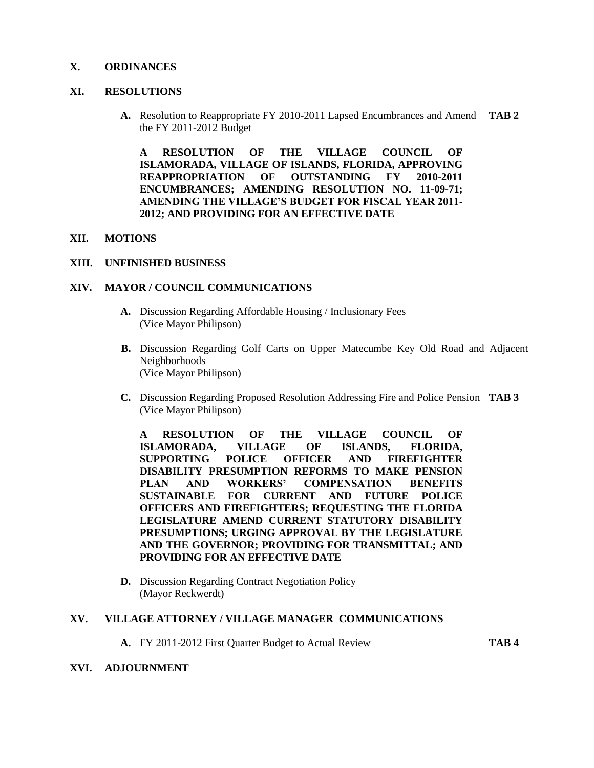## X. ORDINANCES

## XI. RESOLUTIONS

**A.** Resolution to Reappropriate FY 2010-2011 Lapsed Encumbrances and Amend the FY 2011-2012 Budget **TAB 2**

**A RESOLUTION OF THE VILLAGE COUNCIL OF ISLAMORADA, VILLAGE OF ISLANDS, FLORIDA, APPROVING REAPPROPRIATION OF OUTSTANDING FY 2010-2011 ENCUMBRANCES; AMENDING RESOLUTION NO. 11-09-71; AMENDING THE VILLAGE'S BUDGET FOR FISCAL YEAR 2011-2012; AND PROVIDING FOR AN EFFECTIVE DATE**

## XII. MOTIONS

## XIII. UNFINISHED BUSINESS

## XIV. MAYOR / COUNCIL COMMUNICATIONS

**A.** Discussion Regarding Affordable Housing / Inclusionary Fees
(Vice Mayor Philipson)

**B.** Discussion Regarding Golf Carts on Upper Matecumbe Key Old Road and Adjacent Neighborhoods
(Vice Mayor Philipson)

**C.** Discussion Regarding Proposed Resolution Addressing Fire and Police Pension **TAB 3**
(Vice Mayor Philipson)

**A RESOLUTION OF THE VILLAGE COUNCIL OF ISLAMORADA, VILLAGE OF ISLANDS, FLORIDA, SUPPORTING POLICE OFFICER AND FIREFIGHTER DISABILITY PRESUMPTION REFORMS TO MAKE PENSION PLAN AND WORKERS' COMPENSATION BENEFITS SUSTAINABLE FOR CURRENT AND FUTURE POLICE OFFICERS AND FIREFIGHTERS; REQUESTING THE FLORIDA LEGISLATURE AMEND CURRENT STATUTORY DISABILITY PRESUMPTIONS; URGING APPROVAL BY THE LEGISLATURE AND THE GOVERNOR; PROVIDING FOR TRANSMITTAL; AND PROVIDING FOR AN EFFECTIVE DATE**

**D.** Discussion Regarding Contract Negotiation Policy
(Mayor Reckwerdt)

## XV. VILLAGE ATTORNEY / VILLAGE MANAGER COMMUNICATIONS

**A.** FY 2011-2012 First Quarter Budget to Actual Review **TAB 4**

## XVI. ADJOURNMENT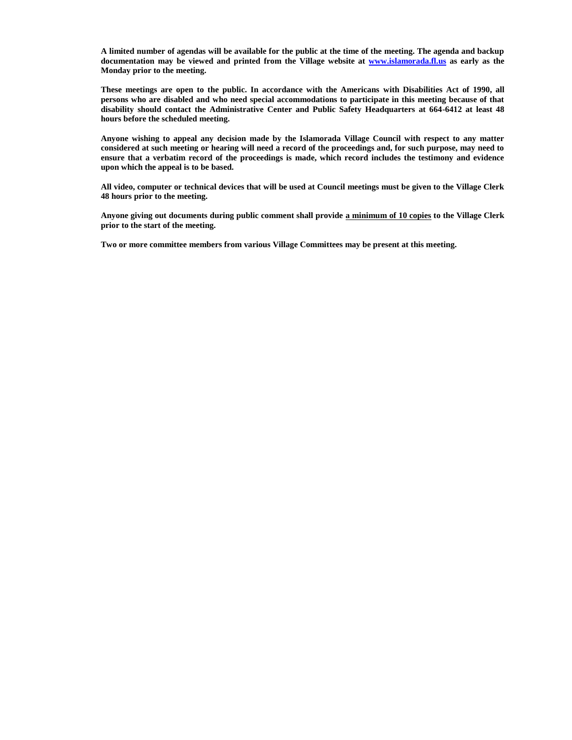**A limited number of agendas will be available for the public at the time of the meeting. The agenda and backup documentation may be viewed and printed from the Village website at [www.islamorada.fl.us](http://www.islamorada.fl.us) as early as the Monday prior to the meeting.**

**These meetings are open to the public. In accordance with the Americans with Disabilities Act of 1990, all persons who are disabled and who need special accommodations to participate in this meeting because of that disability should contact the Administrative Center and Public Safety Headquarters at 664-6412 at least 48 hours before the scheduled meeting.**

**Anyone wishing to appeal any decision made by the Islamorada Village Council with respect to any matter considered at such meeting or hearing will need a record of the proceedings and, for such purpose, may need to ensure that a verbatim record of the proceedings is made, which record includes the testimony and evidence upon which the appeal is to be based.**

**All video, computer or technical devices that will be used at Council meetings must be given to the Village Clerk 48 hours prior to the meeting.**

**Anyone giving out documents during public comment shall provide <u>a minimum of 10 copies</u> to the Village Clerk prior to the start of the meeting.**

**Two or more committee members from various Village Committees may be present at this meeting.**